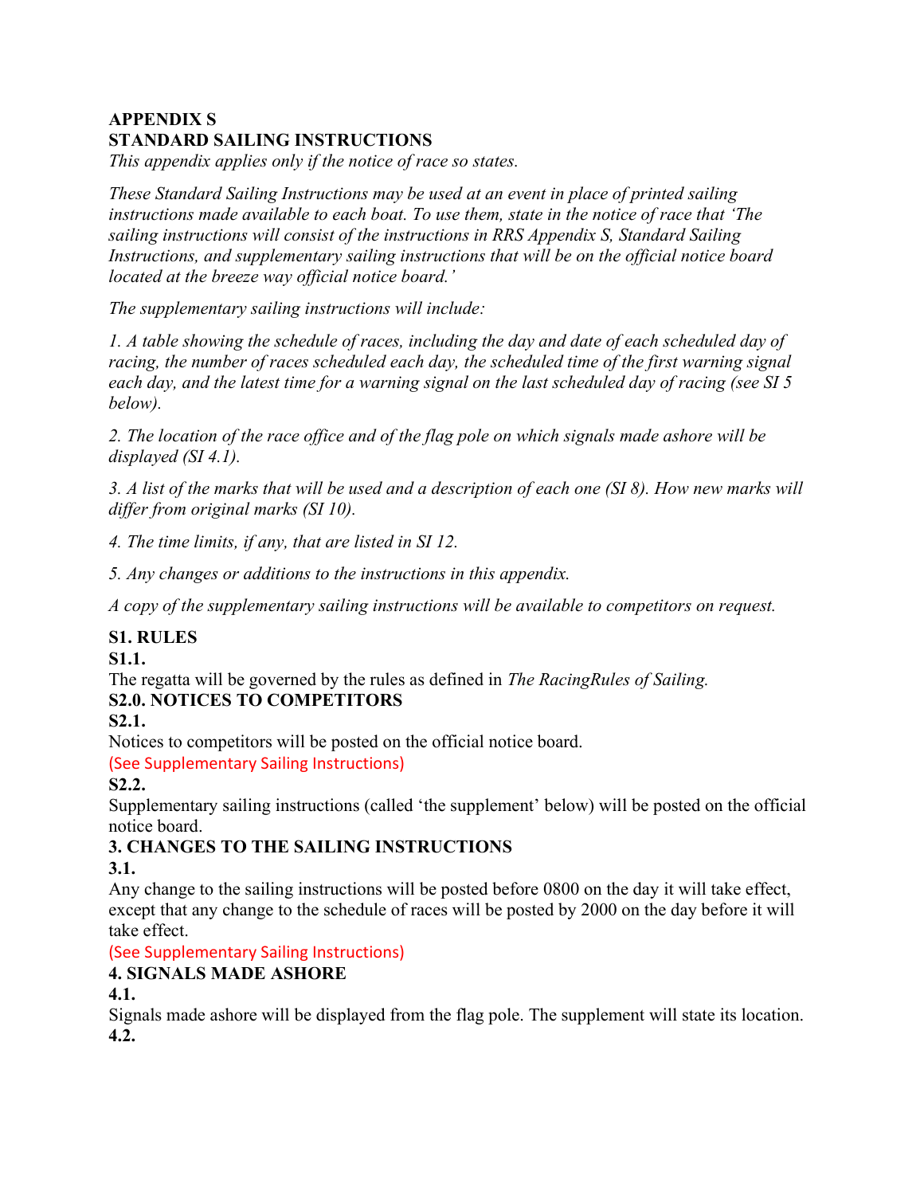**APPENDIX S**
**STANDARD SAILING INSTRUCTIONS**

*This appendix applies only if the notice of race so states.*

*These Standard Sailing Instructions may be used at an event in place of printed sailing instructions made available to each boat. To use them, state in the notice of race that 'The sailing instructions will consist of the instructions in RRS Appendix S, Standard Sailing Instructions, and supplementary sailing instructions that will be on the official notice board located at the breeze way official notice board.'*

*The supplementary sailing instructions will include:*

*1. A table showing the schedule of races, including the day and date of each scheduled day of racing, the number of races scheduled each day, the scheduled time of the first warning signal each day, and the latest time for a warning signal on the last scheduled day of racing (see SI 5 below).*

*2. The location of the race office and of the flag pole on which signals made ashore will be displayed (SI 4.1).*

*3. A list of the marks that will be used and a description of each one (SI 8). How new marks will differ from original marks (SI 10).*

*4. The time limits, if any, that are listed in SI 12.*

*5. Any changes or additions to the instructions in this appendix.*

*A copy of the supplementary sailing instructions will be available to competitors on request.*

**S1. RULES**

**S1.1.**

The regatta will be governed by the rules as defined in *The RacingRules of Sailing.*

**S2.0. NOTICES TO COMPETITORS**

**S2.1.**

Notices to competitors will be posted on the official notice board.

(See Supplementary Sailing Instructions)

**S2.2.**

Supplementary sailing instructions (called 'the supplement' below) will be posted on the official notice board.

**3. CHANGES TO THE SAILING INSTRUCTIONS**

**3.1.**

Any change to the sailing instructions will be posted before 0800 on the day it will take effect, except that any change to the schedule of races will be posted by 2000 on the day before it will take effect.

(See Supplementary Sailing Instructions)

**4. SIGNALS MADE ASHORE**

**4.1.**

Signals made ashore will be displayed from the flag pole. The supplement will state its location.

**4.2.**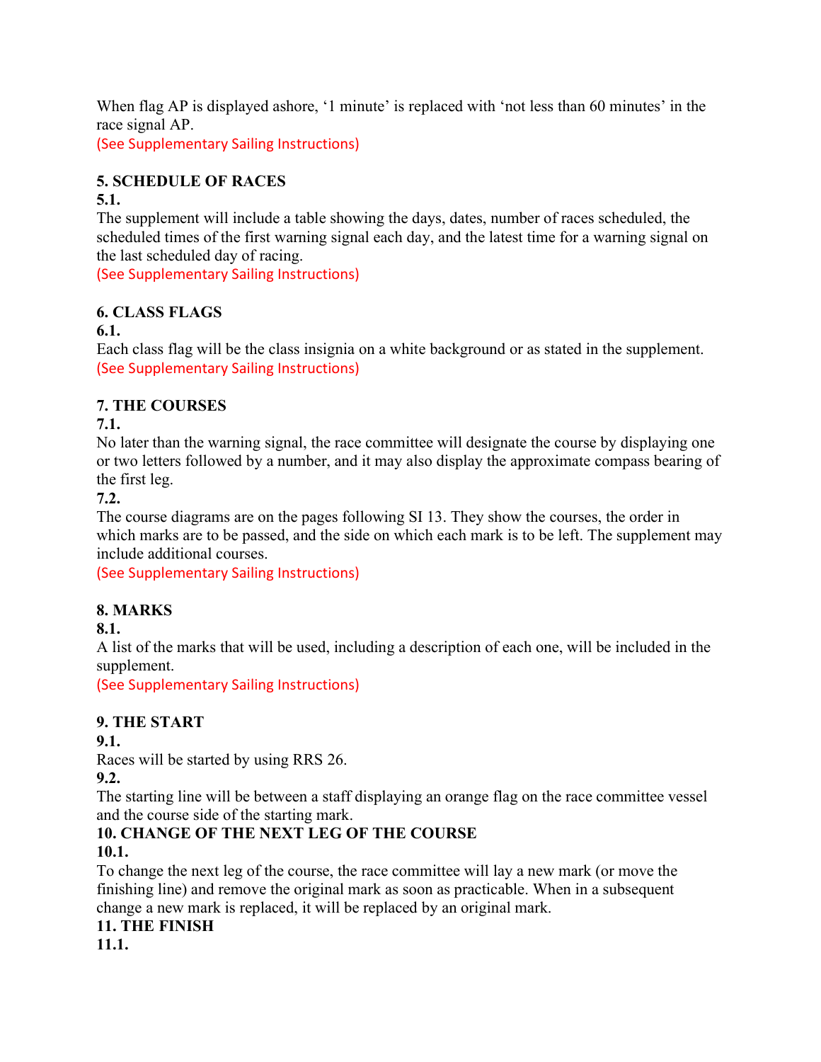When flag AP is displayed ashore, '1 minute' is replaced with 'not less than 60 minutes' in the race signal AP.

(See Supplementary Sailing Instructions)

## 5. SCHEDULE OF RACES

**5.1.**

The supplement will include a table showing the days, dates, number of races scheduled, the scheduled times of the first warning signal each day, and the latest time for a warning signal on the last scheduled day of racing.

(See Supplementary Sailing Instructions)

## 6. CLASS FLAGS

**6.1.**

Each class flag will be the class insignia on a white background or as stated in the supplement.

(See Supplementary Sailing Instructions)

## 7. THE COURSES

**7.1.**

No later than the warning signal, the race committee will designate the course by displaying one or two letters followed by a number, and it may also display the approximate compass bearing of the first leg.

**7.2.**

The course diagrams are on the pages following SI 13. They show the courses, the order in which marks are to be passed, and the side on which each mark is to be left. The supplement may include additional courses.

(See Supplementary Sailing Instructions)

## 8. MARKS

**8.1.**

A list of the marks that will be used, including a description of each one, will be included in the supplement.

(See Supplementary Sailing Instructions)

## 9. THE START

**9.1.**

Races will be started by using RRS 26.

**9.2.**

The starting line will be between a staff displaying an orange flag on the race committee vessel and the course side of the starting mark.

## 10. CHANGE OF THE NEXT LEG OF THE COURSE

**10.1.**

To change the next leg of the course, the race committee will lay a new mark (or move the finishing line) and remove the original mark as soon as practicable. When in a subsequent change a new mark is replaced, it will be replaced by an original mark.

## 11. THE FINISH

**11.1.**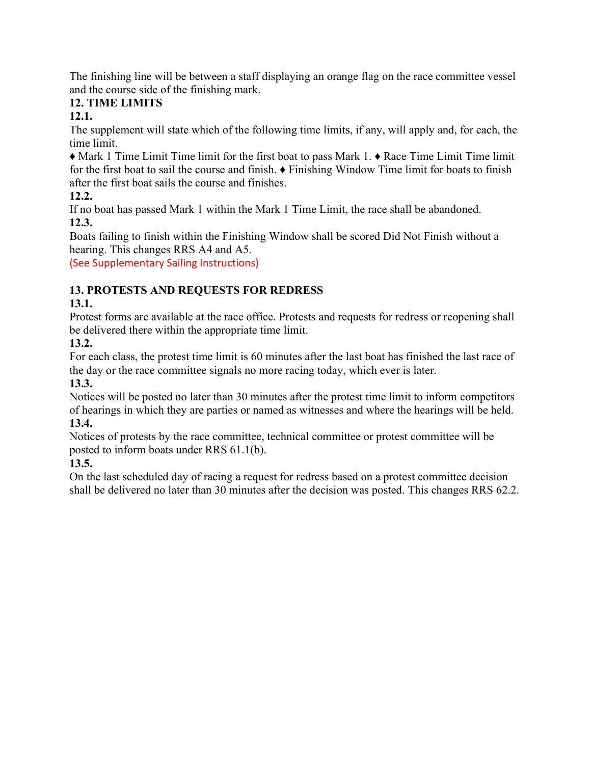The finishing line will be between a staff displaying an orange flag on the race committee vessel and the course side of the finishing mark.

**12. TIME LIMITS**

**12.1.**

The supplement will state which of the following time limits, if any, will apply and, for each, the time limit.

♦ Mark 1 Time Limit Time limit for the first boat to pass Mark 1. ♦ Race Time Limit Time limit for the first boat to sail the course and finish. ♦ Finishing Window Time limit for boats to finish after the first boat sails the course and finishes.

**12.2.**

If no boat has passed Mark 1 within the Mark 1 Time Limit, the race shall be abandoned.

**12.3.**

Boats failing to finish within the Finishing Window shall be scored Did Not Finish without a hearing. This changes RRS A4 and A5.

(See Supplementary Sailing Instructions)

**13. PROTESTS AND REQUESTS FOR REDRESS**

**13.1.**

Protest forms are available at the race office. Protests and requests for redress or reopening shall be delivered there within the appropriate time limit.

**13.2.**

For each class, the protest time limit is 60 minutes after the last boat has finished the last race of the day or the race committee signals no more racing today, which ever is later.

**13.3.**

Notices will be posted no later than 30 minutes after the protest time limit to inform competitors of hearings in which they are parties or named as witnesses and where the hearings will be held.

**13.4.**

Notices of protests by the race committee, technical committee or protest committee will be posted to inform boats under RRS 61.1(b).

**13.5.**

On the last scheduled day of racing a request for redress based on a protest committee decision shall be delivered no later than 30 minutes after the decision was posted. This changes RRS 62.2.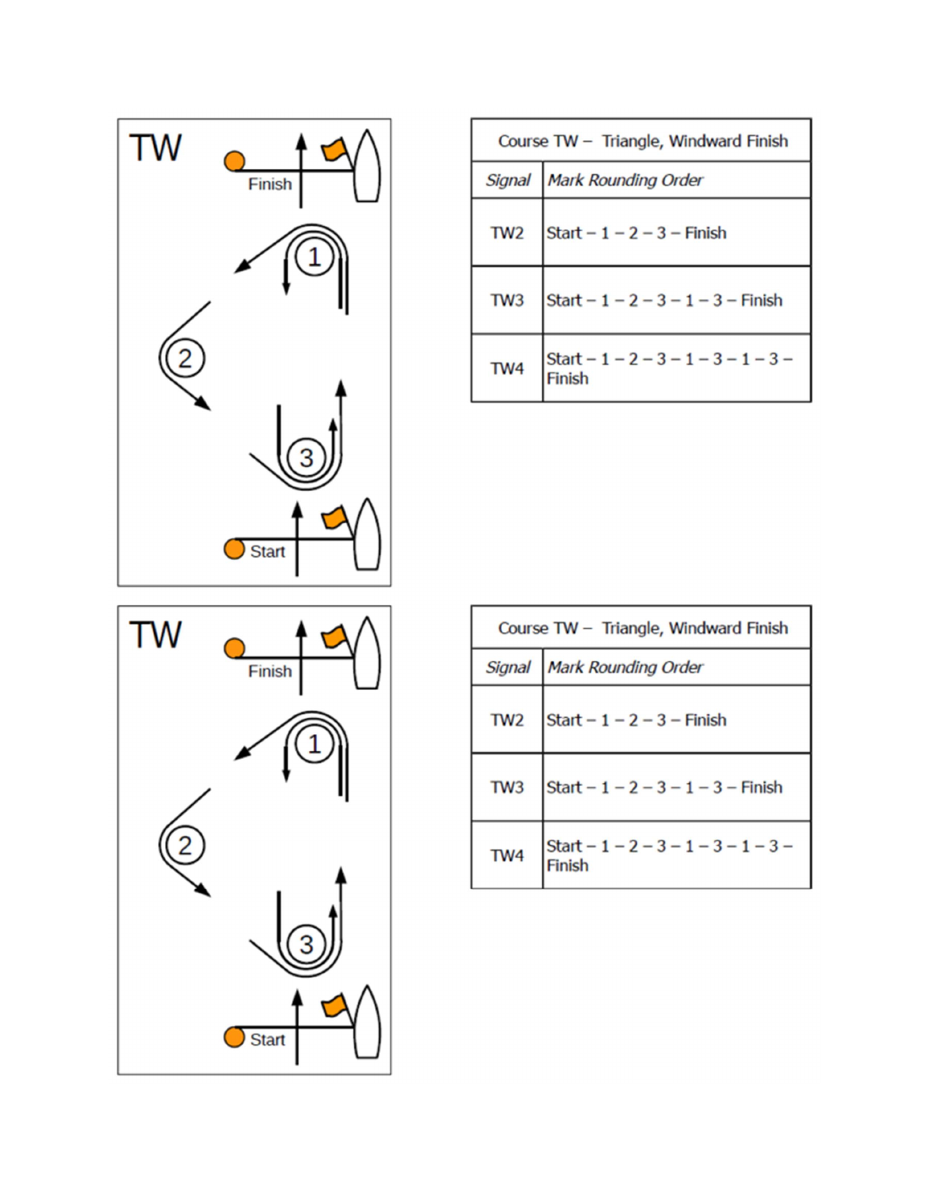TW

Finish

Start

| Course TW – Triangle, Windward Finish | |
|---|---|
| *Signal* | *Mark Rounding Order* |
| TW2 | Start – 1 – 2 – 3 – Finish |
| TW3 | Start – 1 – 2 – 3 – 1 – 3 – Finish |
| TW4 | Start – 1 – 2 – 3 – 1 – 3 – 1 – 3 – Finish |

TW

Finish

Start

| Course TW – Triangle, Windward Finish | |
|---|---|
| *Signal* | *Mark Rounding Order* |
| TW2 | Start – 1 – 2 – 3 – Finish |
| TW3 | Start – 1 – 2 – 3 – 1 – 3 – Finish |
| TW4 | Start – 1 – 2 – 3 – 1 – 3 – 1 – 3 – Finish |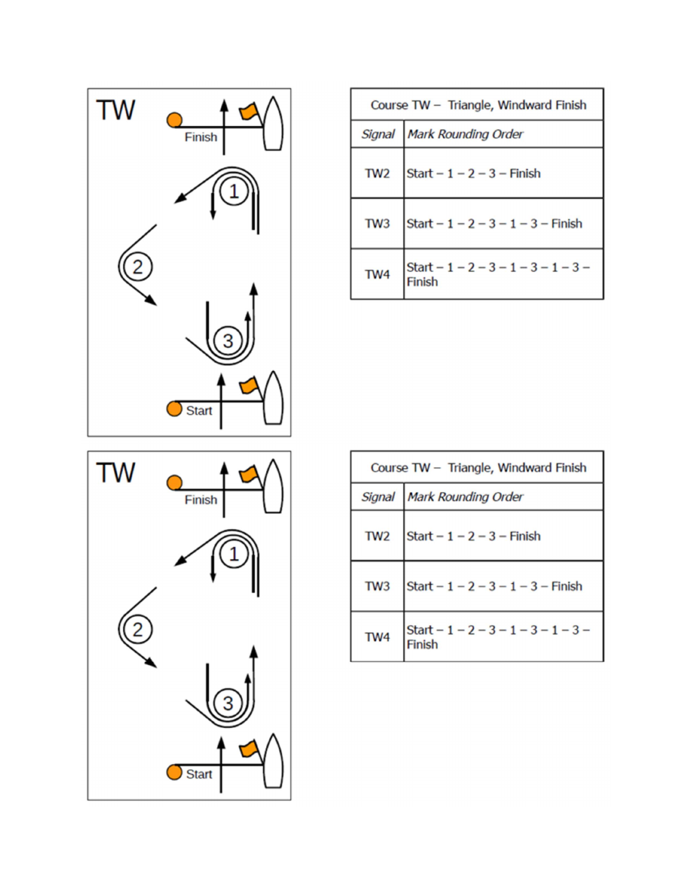TW

Finish

1

2

3

Start

| Course TW – Triangle, Windward Finish | |
|---|---|
| *Signal* | *Mark Rounding Order* |
| TW2 | Start – 1 – 2 – 3 – Finish |
| TW3 | Start – 1 – 2 – 3 – 1 – 3 – Finish |
| TW4 | Start – 1 – 2 – 3 – 1 – 3 – 1 – 3 – Finish |

TW

Finish

1

2

3

Start

| Course TW – Triangle, Windward Finish | |
|---|---|
| *Signal* | *Mark Rounding Order* |
| TW2 | Start – 1 – 2 – 3 – Finish |
| TW3 | Start – 1 – 2 – 3 – 1 – 3 – Finish |
| TW4 | Start – 1 – 2 – 3 – 1 – 3 – 1 – 3 – Finish |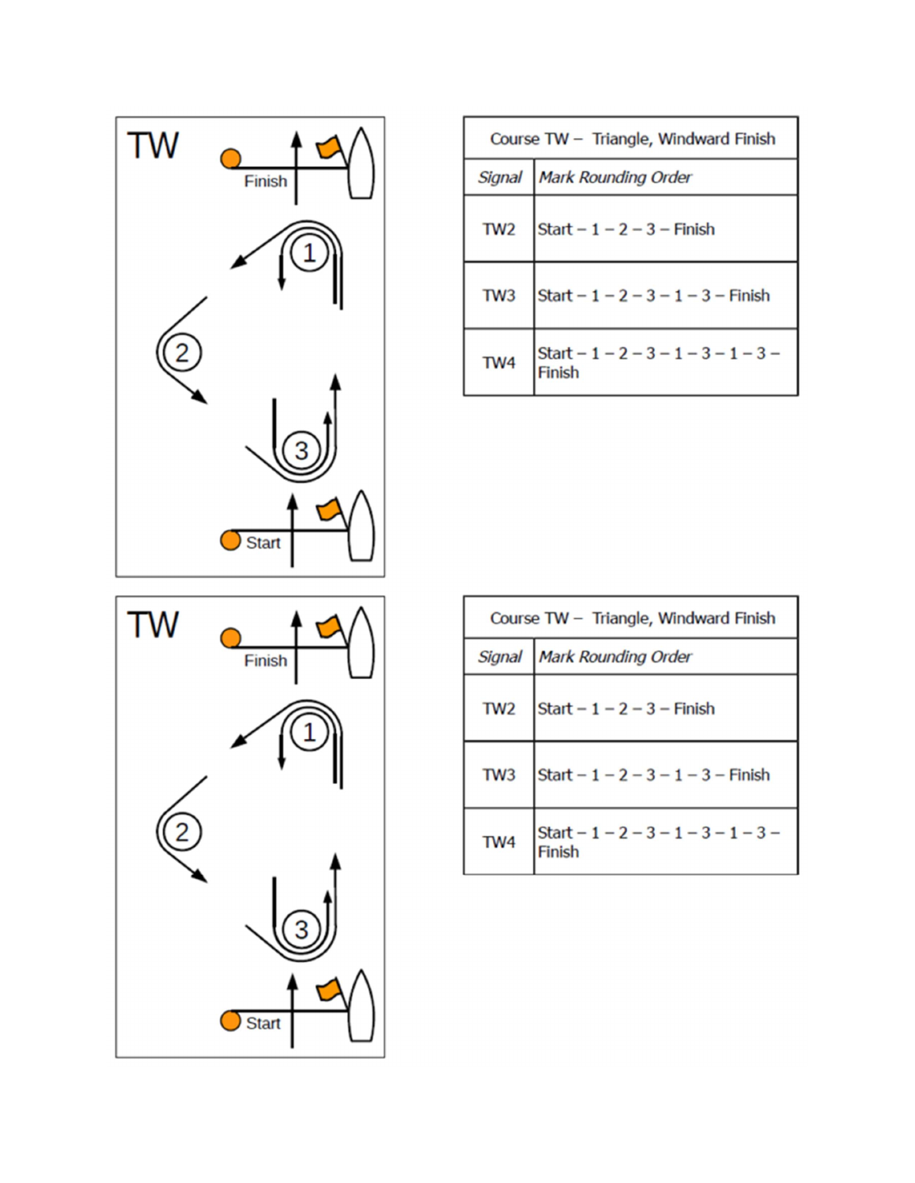TW

Finish

1

2

3

Start

| Course TW – Triangle, Windward Finish | |
|---|---|
| *Signal* | *Mark Rounding Order* |
| TW2 | Start – 1 – 2 – 3 – Finish |
| TW3 | Start – 1 – 2 – 3 – 1 – 3 – Finish |
| TW4 | Start – 1 – 2 – 3 – 1 – 3 – 1 – 3 – Finish |

TW

Finish

1

2

3

Start

| Course TW – Triangle, Windward Finish | |
|---|---|
| *Signal* | *Mark Rounding Order* |
| TW2 | Start – 1 – 2 – 3 – Finish |
| TW3 | Start – 1 – 2 – 3 – 1 – 3 – Finish |
| TW4 | Start – 1 – 2 – 3 – 1 – 3 – 1 – 3 – Finish |